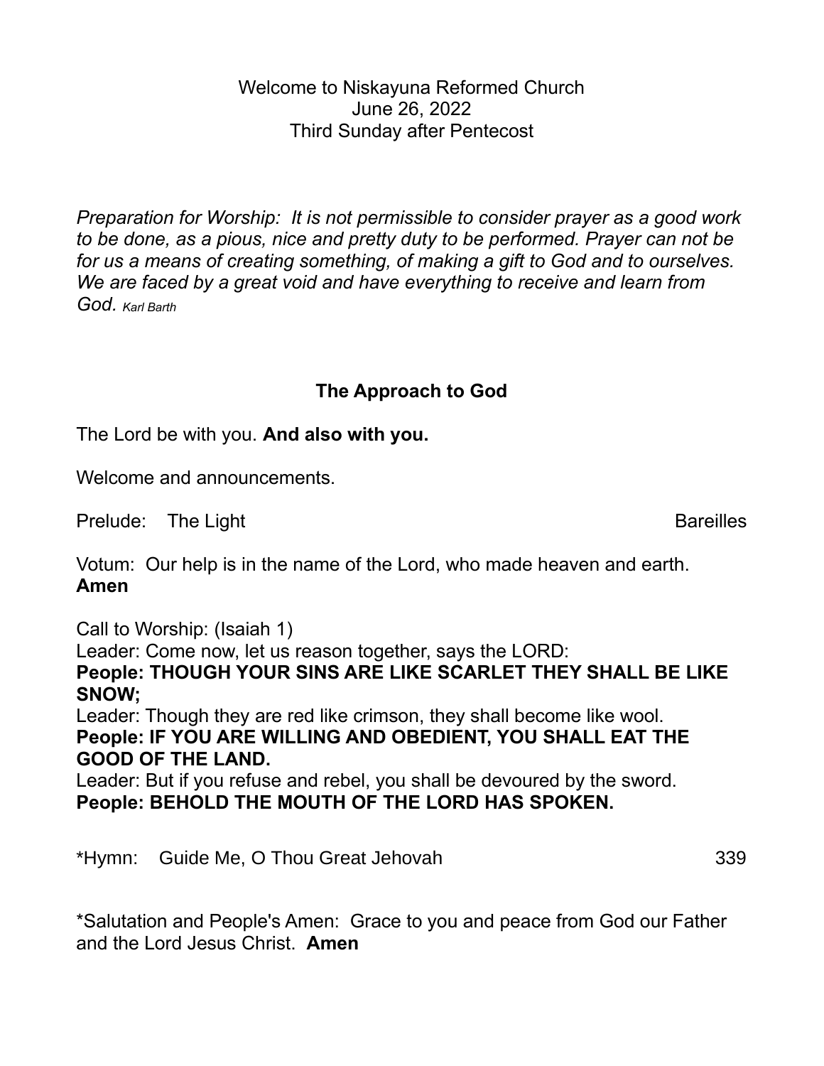Welcome to Niskayuna Reformed Church
June 26, 2022
Third Sunday after Pentecost

*Preparation for Worship: It is not permissible to consider prayer as a good work to be done, as a pious, nice and pretty duty to be performed. Prayer can not be for us a means of creating something, of making a gift to God and to ourselves. We are faced by a great void and have everything to receive and learn from God. Karl Barth*

## The Approach to God

The Lord be with you. **And also with you.**

Welcome and announcements.

Prelude: The Light — Bareilles

Votum: Our help is in the name of the Lord, who made heaven and earth. **Amen**

Call to Worship: (Isaiah 1)
Leader: Come now, let us reason together, says the LORD:
**People: THOUGH YOUR SINS ARE LIKE SCARLET THEY SHALL BE LIKE SNOW;**
Leader: Though they are red like crimson, they shall become like wool.
**People: IF YOU ARE WILLING AND OBEDIENT, YOU SHALL EAT THE GOOD OF THE LAND.**
Leader: But if you refuse and rebel, you shall be devoured by the sword.
**People: BEHOLD THE MOUTH OF THE LORD HAS SPOKEN.**

*Hymn: Guide Me, O Thou Great Jehovah — 339

*Salutation and People's Amen: Grace to you and peace from God our Father and the Lord Jesus Christ. **Amen**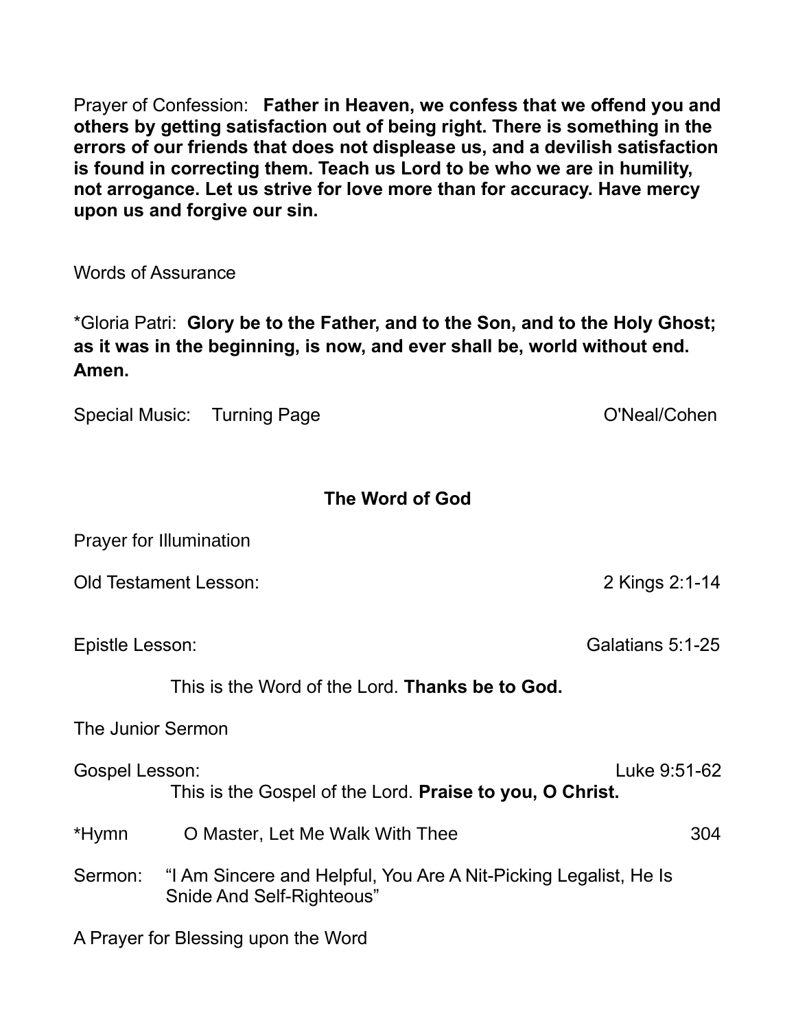Prayer of Confession: **Father in Heaven, we confess that we offend you and others by getting satisfaction out of being right. There is something in the errors of our friends that does not displease us, and a devilish satisfaction is found in correcting them. Teach us Lord to be who we are in humility, not arrogance. Let us strive for love more than for accuracy. Have mercy upon us and forgive our sin.**

Words of Assurance

*Gloria Patri: **Glory be to the Father, and to the Son, and to the Holy Ghost; as it was in the beginning, is now, and ever shall be, world without end. Amen.**

Special Music: Turning Page O'Neal/Cohen

## The Word of God

Prayer for Illumination

Old Testament Lesson: 2 Kings 2:1-14

Epistle Lesson: Galatians 5:1-25

This is the Word of the Lord. **Thanks be to God.**

The Junior Sermon

Gospel Lesson: Luke 9:51-62

This is the Gospel of the Lord. **Praise to you, O Christ.**

*Hymn O Master, Let Me Walk With Thee 304

Sermon: "I Am Sincere and Helpful, You Are A Nit-Picking Legalist, He Is Snide And Self-Righteous"

A Prayer for Blessing upon the Word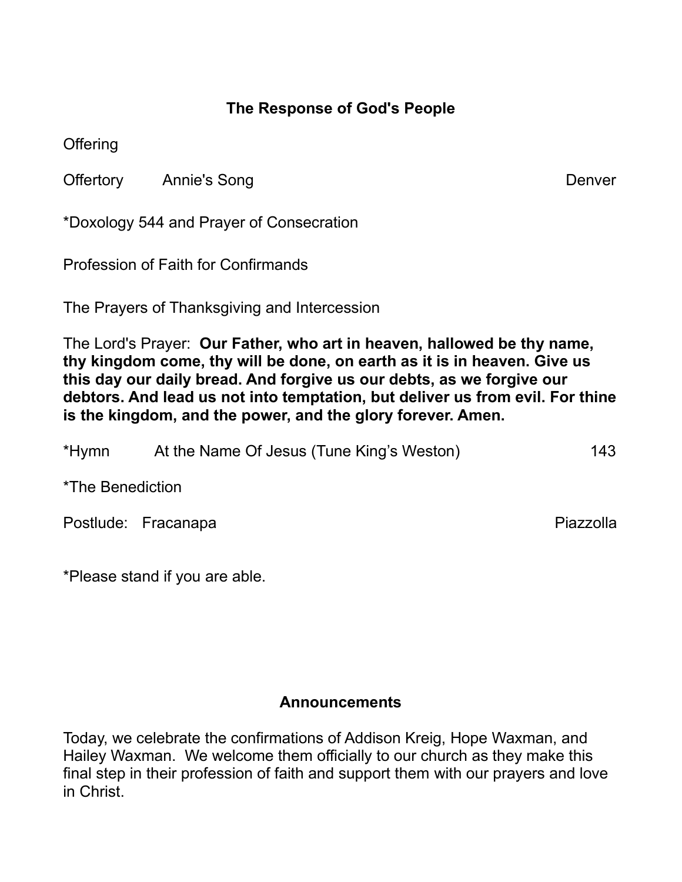## The Response of God's People

Offering

Offertory    Annie's Song    Denver

*Doxology 544 and Prayer of Consecration

Profession of Faith for Confirmands

The Prayers of Thanksgiving and Intercession

The Lord's Prayer: **Our Father, who art in heaven, hallowed be thy name, thy kingdom come, thy will be done, on earth as it is in heaven. Give us this day our daily bread. And forgive us our debts, as we forgive our debtors. And lead us not into temptation, but deliver us from evil. For thine is the kingdom, and the power, and the glory forever. Amen.**

*Hymn    At the Name Of Jesus (Tune King's Weston)    143

*The Benediction

Postlude:    Fracanapa    Piazzolla

*Please stand if you are able.

## Announcements

Today, we celebrate the confirmations of Addison Kreig, Hope Waxman, and Hailey Waxman. We welcome them officially to our church as they make this final step in their profession of faith and support them with our prayers and love in Christ.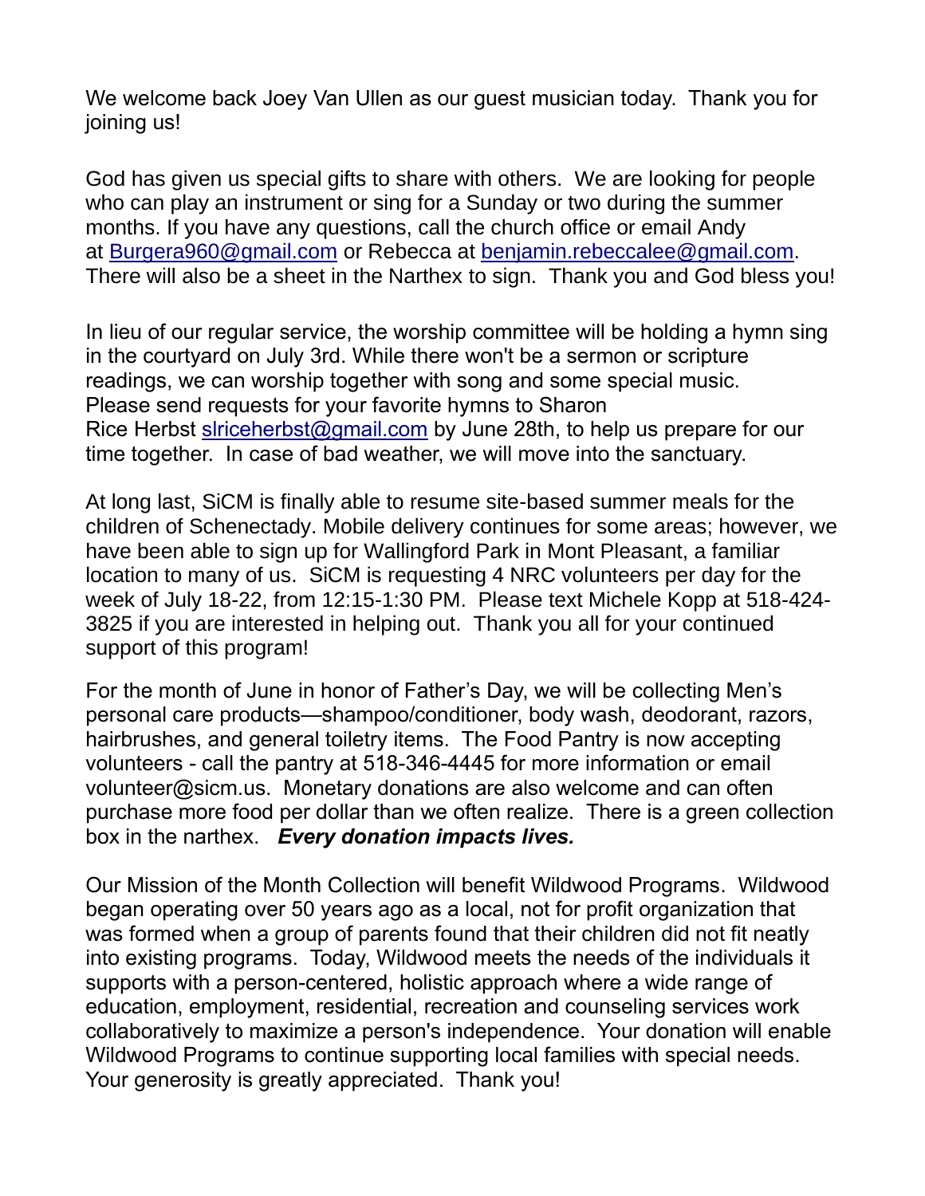We welcome back Joey Van Ullen as our guest musician today. Thank you for joining us!

God has given us special gifts to share with others. We are looking for people who can play an instrument or sing for a Sunday or two during the summer months. If you have any questions, call the church office or email Andy at Burgera960@gmail.com or Rebecca at benjamin.rebeccalee@gmail.com. There will also be a sheet in the Narthex to sign. Thank you and God bless you!

In lieu of our regular service, the worship committee will be holding a hymn sing in the courtyard on July 3rd. While there won't be a sermon or scripture readings, we can worship together with song and some special music. Please send requests for your favorite hymns to Sharon Rice Herbst slriceherbst@gmail.com by June 28th, to help us prepare for our time together. In case of bad weather, we will move into the sanctuary.

At long last, SiCM is finally able to resume site-based summer meals for the children of Schenectady. Mobile delivery continues for some areas; however, we have been able to sign up for Wallingford Park in Mont Pleasant, a familiar location to many of us. SiCM is requesting 4 NRC volunteers per day for the week of July 18-22, from 12:15-1:30 PM. Please text Michele Kopp at 518-424-3825 if you are interested in helping out. Thank you all for your continued support of this program!

For the month of June in honor of Father's Day, we will be collecting Men's personal care products—shampoo/conditioner, body wash, deodorant, razors, hairbrushes, and general toiletry items. The Food Pantry is now accepting volunteers - call the pantry at 518-346-4445 for more information or email volunteer@sicm.us. Monetary donations are also welcome and can often purchase more food per dollar than we often realize. There is a green collection box in the narthex. ***Every donation impacts lives.***

Our Mission of the Month Collection will benefit Wildwood Programs. Wildwood began operating over 50 years ago as a local, not for profit organization that was formed when a group of parents found that their children did not fit neatly into existing programs. Today, Wildwood meets the needs of the individuals it supports with a person-centered, holistic approach where a wide range of education, employment, residential, recreation and counseling services work collaboratively to maximize a person's independence. Your donation will enable Wildwood Programs to continue supporting local families with special needs. Your generosity is greatly appreciated. Thank you!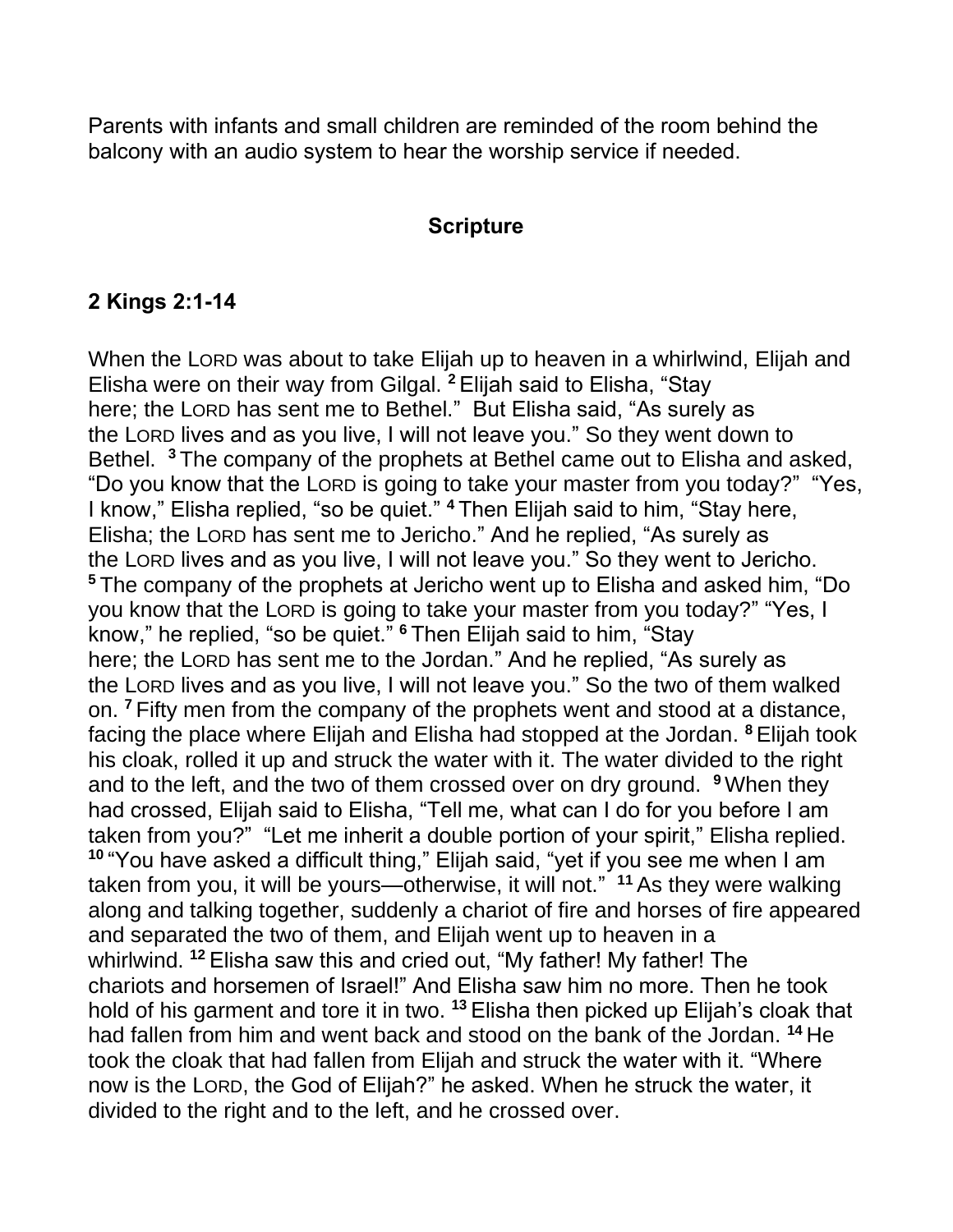Parents with infants and small children are reminded of the room behind the balcony with an audio system to hear the worship service if needed.

**Scripture**

**2 Kings 2:1-14**

When the LORD was about to take Elijah up to heaven in a whirlwind, Elijah and Elisha were on their way from Gilgal. [2] Elijah said to Elisha, "Stay here; the LORD has sent me to Bethel." But Elisha said, "As surely as the LORD lives and as you live, I will not leave you." So they went down to Bethel. [3] The company of the prophets at Bethel came out to Elisha and asked, "Do you know that the LORD is going to take your master from you today?" "Yes, I know," Elisha replied, "so be quiet." [4] Then Elijah said to him, "Stay here, Elisha; the LORD has sent me to Jericho." And he replied, "As surely as the LORD lives and as you live, I will not leave you." So they went to Jericho. [5] The company of the prophets at Jericho went up to Elisha and asked him, "Do you know that the LORD is going to take your master from you today?" "Yes, I know," he replied, "so be quiet." [6] Then Elijah said to him, "Stay here; the LORD has sent me to the Jordan." And he replied, "As surely as the LORD lives and as you live, I will not leave you." So the two of them walked on. [7] Fifty men from the company of the prophets went and stood at a distance, facing the place where Elijah and Elisha had stopped at the Jordan. [8] Elijah took his cloak, rolled it up and struck the water with it. The water divided to the right and to the left, and the two of them crossed over on dry ground. [9] When they had crossed, Elijah said to Elisha, "Tell me, what can I do for you before I am taken from you?" "Let me inherit a double portion of your spirit," Elisha replied. [10] "You have asked a difficult thing," Elijah said, "yet if you see me when I am taken from you, it will be yours—otherwise, it will not." [11] As they were walking along and talking together, suddenly a chariot of fire and horses of fire appeared and separated the two of them, and Elijah went up to heaven in a whirlwind. [12] Elisha saw this and cried out, "My father! My father! The chariots and horsemen of Israel!" And Elisha saw him no more. Then he took hold of his garment and tore it in two. [13] Elisha then picked up Elijah's cloak that had fallen from him and went back and stood on the bank of the Jordan. [14] He took the cloak that had fallen from Elijah and struck the water with it. "Where now is the LORD, the God of Elijah?" he asked. When he struck the water, it divided to the right and to the left, and he crossed over.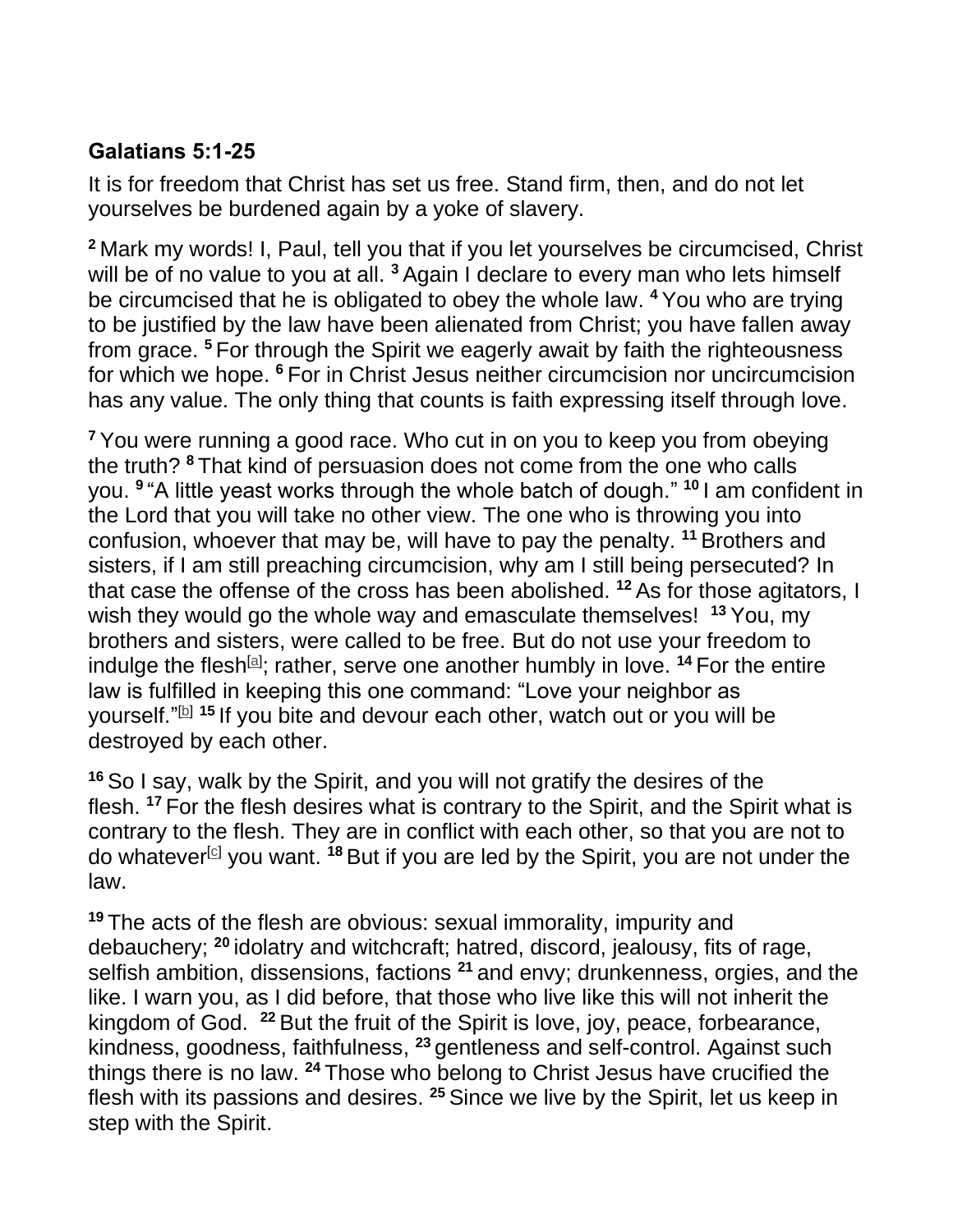**Galatians 5:1-25**

It is for freedom that Christ has set us free. Stand firm, then, and do not let yourselves be burdened again by a yoke of slavery.

**2** Mark my words! I, Paul, tell you that if you let yourselves be circumcised, Christ will be of no value to you at all. **3** Again I declare to every man who lets himself be circumcised that he is obligated to obey the whole law. **4** You who are trying to be justified by the law have been alienated from Christ; you have fallen away from grace. **5** For through the Spirit we eagerly await by faith the righteousness for which we hope. **6** For in Christ Jesus neither circumcision nor uncircumcision has any value. The only thing that counts is faith expressing itself through love.

**7** You were running a good race. Who cut in on you to keep you from obeying the truth? **8** That kind of persuasion does not come from the one who calls you. **9** "A little yeast works through the whole batch of dough." **10** I am confident in the Lord that you will take no other view. The one who is throwing you into confusion, whoever that may be, will have to pay the penalty. **11** Brothers and sisters, if I am still preaching circumcision, why am I still being persecuted? In that case the offense of the cross has been abolished. **12** As for those agitators, I wish they would go the whole way and emasculate themselves! **13** You, my brothers and sisters, were called to be free. But do not use your freedom to indulge the flesh[a]; rather, serve one another humbly in love. **14** For the entire law is fulfilled in keeping this one command: "Love your neighbor as yourself."[b] **15** If you bite and devour each other, watch out or you will be destroyed by each other.

**16** So I say, walk by the Spirit, and you will not gratify the desires of the flesh. **17** For the flesh desires what is contrary to the Spirit, and the Spirit what is contrary to the flesh. They are in conflict with each other, so that you are not to do whatever[c] you want. **18** But if you are led by the Spirit, you are not under the law.

**19** The acts of the flesh are obvious: sexual immorality, impurity and debauchery; **20** idolatry and witchcraft; hatred, discord, jealousy, fits of rage, selfish ambition, dissensions, factions **21** and envy; drunkenness, orgies, and the like. I warn you, as I did before, that those who live like this will not inherit the kingdom of God. **22** But the fruit of the Spirit is love, joy, peace, forbearance, kindness, goodness, faithfulness, **23** gentleness and self-control. Against such things there is no law. **24** Those who belong to Christ Jesus have crucified the flesh with its passions and desires. **25** Since we live by the Spirit, let us keep in step with the Spirit.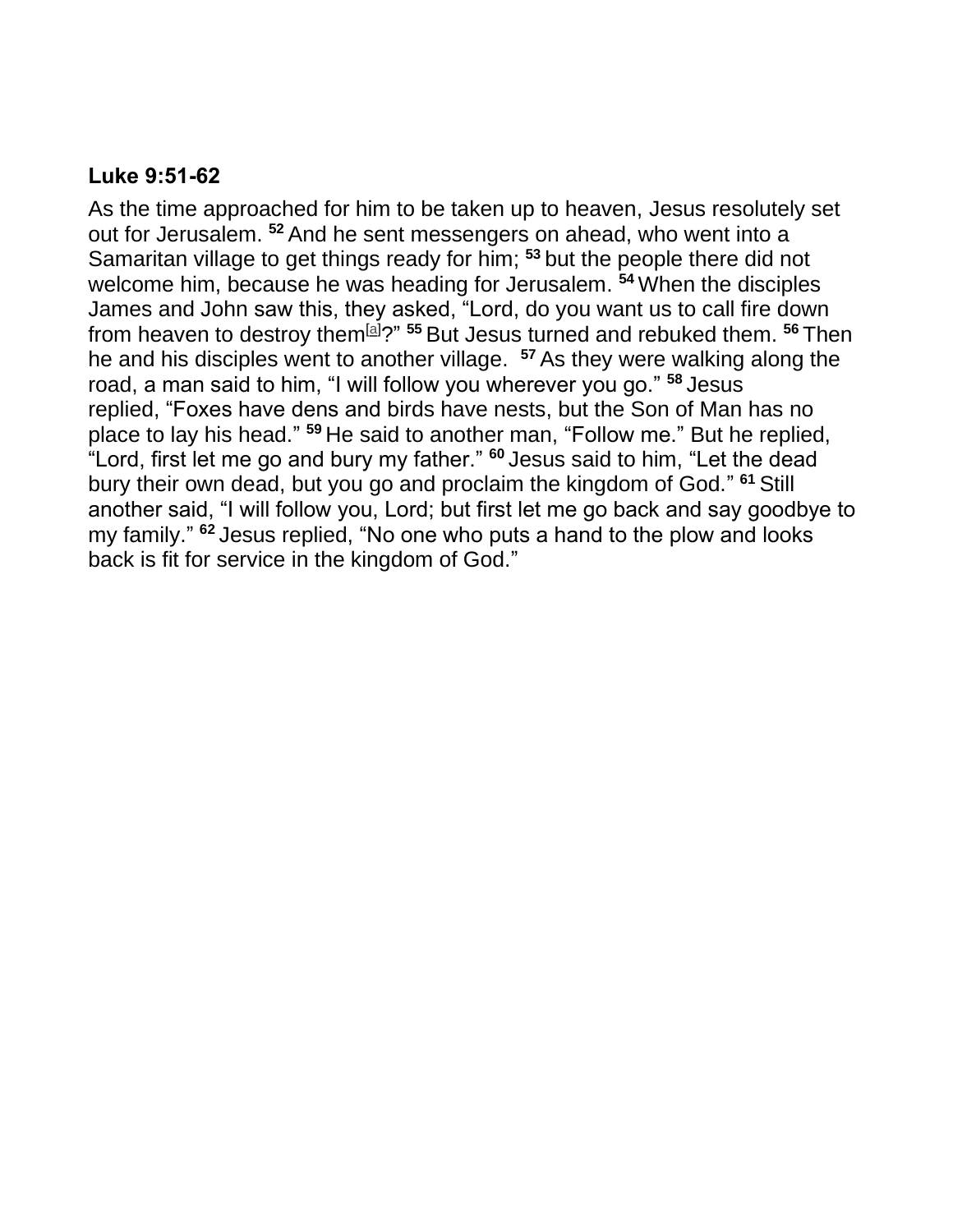**Luke 9:51-62**

As the time approached for him to be taken up to heaven, Jesus resolutely set out for Jerusalem. [52] And he sent messengers on ahead, who went into a Samaritan village to get things ready for him; [53] but the people there did not welcome him, because he was heading for Jerusalem. [54] When the disciples James and John saw this, they asked, “Lord, do you want us to call fire down from heaven to destroy them[a]?” [55] But Jesus turned and rebuked them. [56] Then he and his disciples went to another village. [57] As they were walking along the road, a man said to him, “I will follow you wherever you go.” [58] Jesus replied, “Foxes have dens and birds have nests, but the Son of Man has no place to lay his head.” [59] He said to another man, “Follow me.” But he replied, “Lord, first let me go and bury my father.” [60] Jesus said to him, “Let the dead bury their own dead, but you go and proclaim the kingdom of God.” [61] Still another said, “I will follow you, Lord; but first let me go back and say goodbye to my family.” [62] Jesus replied, “No one who puts a hand to the plow and looks back is fit for service in the kingdom of God.”